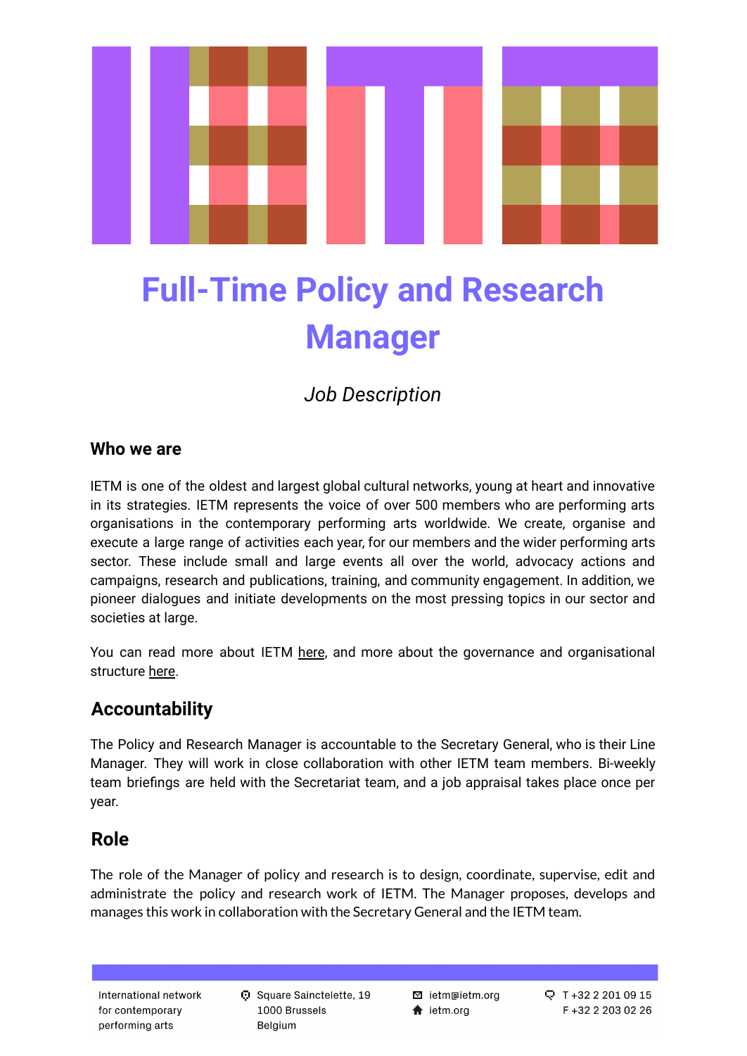# Full-Time Policy and Research Manager

*Job Description*

### Who we are

IETM is one of the oldest and largest global cultural networks, young at heart and innovative in its strategies. IETM represents the voice of over 500 members who are performing arts organisations in the contemporary performing arts worldwide. We create, organise and execute a large range of activities each year, for our members and the wider performing arts sector. These include small and large events all over the world, advocacy actions and campaigns, research and publications, training, and community engagement. In addition, we pioneer dialogues and initiate developments on the most pressing topics in our sector and societies at large.

You can read more about IETM here, and more about the governance and organisational structure here.

## Accountability

The Policy and Research Manager is accountable to the Secretary General, who is their Line Manager. They will work in close collaboration with other IETM team members. Bi-weekly team briefings are held with the Secretariat team, and a job appraisal takes place once per year.

## Role

The role of the Manager of policy and research is to design, coordinate, supervise, edit and administrate the policy and research work of IETM. The Manager proposes, develops and manages this work in collaboration with the Secretary General and the IETM team.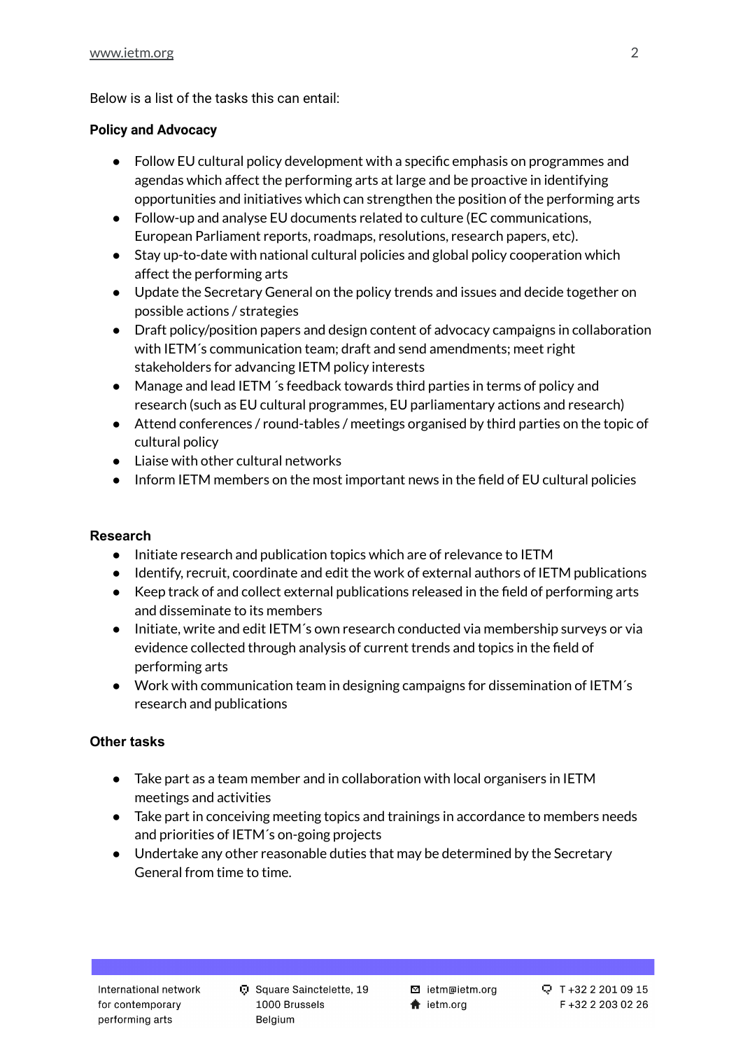Below is a list of the tasks this can entail:

**Policy and Advocacy**

- Follow EU cultural policy development with a specific emphasis on programmes and agendas which affect the performing arts at large and be proactive in identifying opportunities and initiatives which can strengthen the position of the performing arts
- Follow-up and analyse EU documents related to culture (EC communications, European Parliament reports, roadmaps, resolutions, research papers, etc).
- Stay up-to-date with national cultural policies and global policy cooperation which affect the performing arts
- Update the Secretary General on the policy trends and issues and decide together on possible actions / strategies
- Draft policy/position papers and design content of advocacy campaigns in collaboration with IETM´s communication team; draft and send amendments; meet right stakeholders for advancing IETM policy interests
- Manage and lead IETM ´s feedback towards third parties in terms of policy and research (such as EU cultural programmes, EU parliamentary actions and research)
- Attend conferences / round-tables / meetings organised by third parties on the topic of cultural policy
- Liaise with other cultural networks
- Inform IETM members on the most important news in the field of EU cultural policies

**Research**

- Initiate research and publication topics which are of relevance to IETM
- Identify, recruit, coordinate and edit the work of external authors of IETM publications
- Keep track of and collect external publications released in the field of performing arts and disseminate to its members
- Initiate, write and edit IETM´s own research conducted via membership surveys or via evidence collected through analysis of current trends and topics in the field of performing arts
- Work with communication team in designing campaigns for dissemination of IETM´s research and publications

**Other tasks**

- Take part as a team member and in collaboration with local organisers in IETM meetings and activities
- Take part in conceiving meeting topics and trainings in accordance to members needs and priorities of IETM´s on-going projects
- Undertake any other reasonable duties that may be determined by the Secretary General from time to time.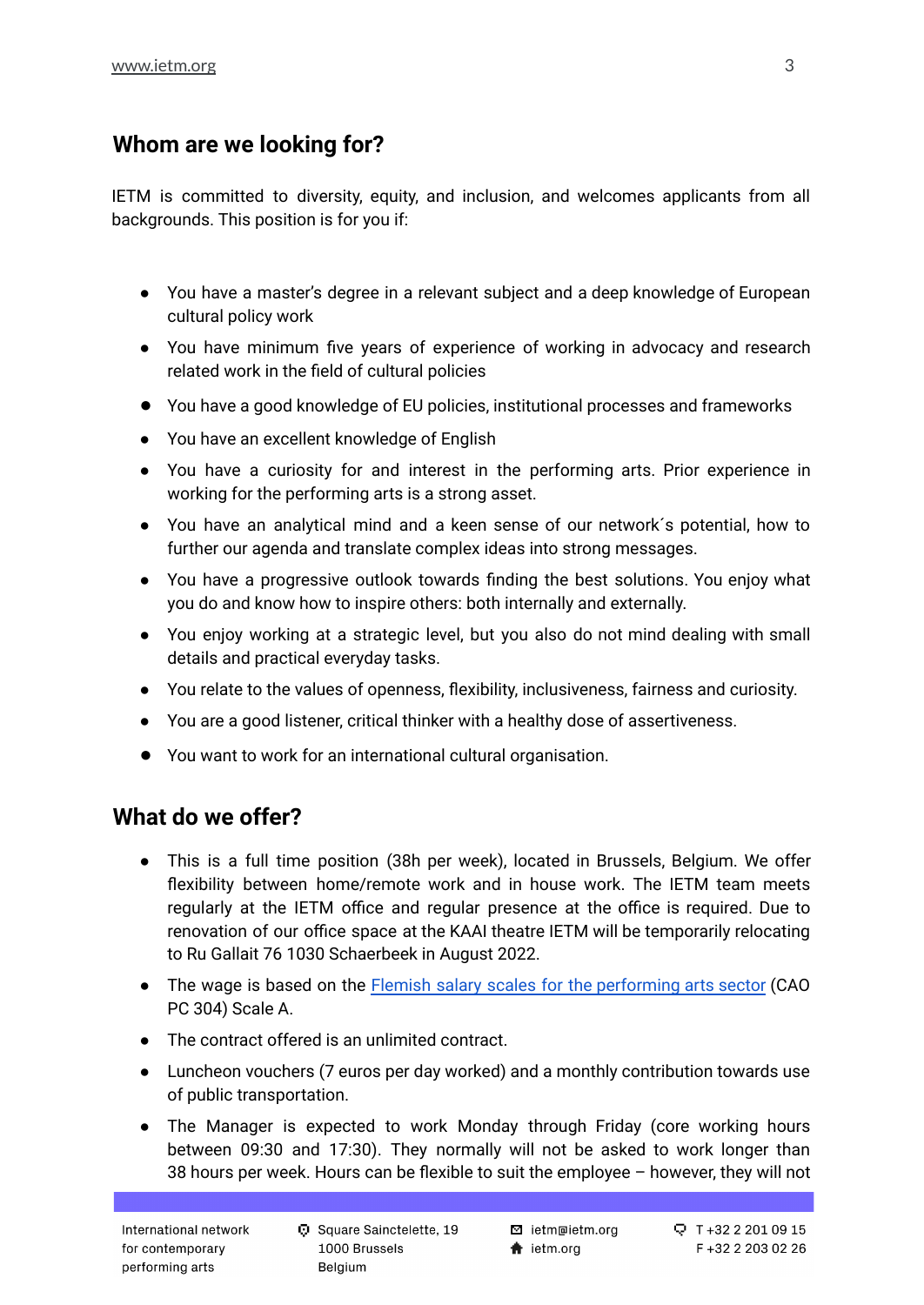## Whom are we looking for?

IETM is committed to diversity, equity, and inclusion, and welcomes applicants from all backgrounds. This position is for you if:

- You have a master's degree in a relevant subject and a deep knowledge of European cultural policy work
- You have minimum five years of experience of working in advocacy and research related work in the field of cultural policies
- You have a good knowledge of EU policies, institutional processes and frameworks
- You have an excellent knowledge of English
- You have a curiosity for and interest in the performing arts. Prior experience in working for the performing arts is a strong asset.
- You have an analytical mind and a keen sense of our network´s potential, how to further our agenda and translate complex ideas into strong messages.
- You have a progressive outlook towards finding the best solutions. You enjoy what you do and know how to inspire others: both internally and externally.
- You enjoy working at a strategic level, but you also do not mind dealing with small details and practical everyday tasks.
- You relate to the values of openness, flexibility, inclusiveness, fairness and curiosity.
- You are a good listener, critical thinker with a healthy dose of assertiveness.
- You want to work for an international cultural organisation.

## What do we offer?

- This is a full time position (38h per week), located in Brussels, Belgium. We offer flexibility between home/remote work and in house work. The IETM team meets regularly at the IETM office and regular presence at the office is required. Due to renovation of our office space at the KAAI theatre IETM will be temporarily relocating to Ru Gallait 76 1030 Schaerbeek in August 2022.
- The wage is based on the [Flemish salary scales for the performing arts sector](#) (CAO PC 304) Scale A.
- The contract offered is an unlimited contract.
- Luncheon vouchers (7 euros per day worked) and a monthly contribution towards use of public transportation.
- The Manager is expected to work Monday through Friday (core working hours between 09:30 and 17:30). They normally will not be asked to work longer than 38 hours per week. Hours can be flexible to suit the employee – however, they will not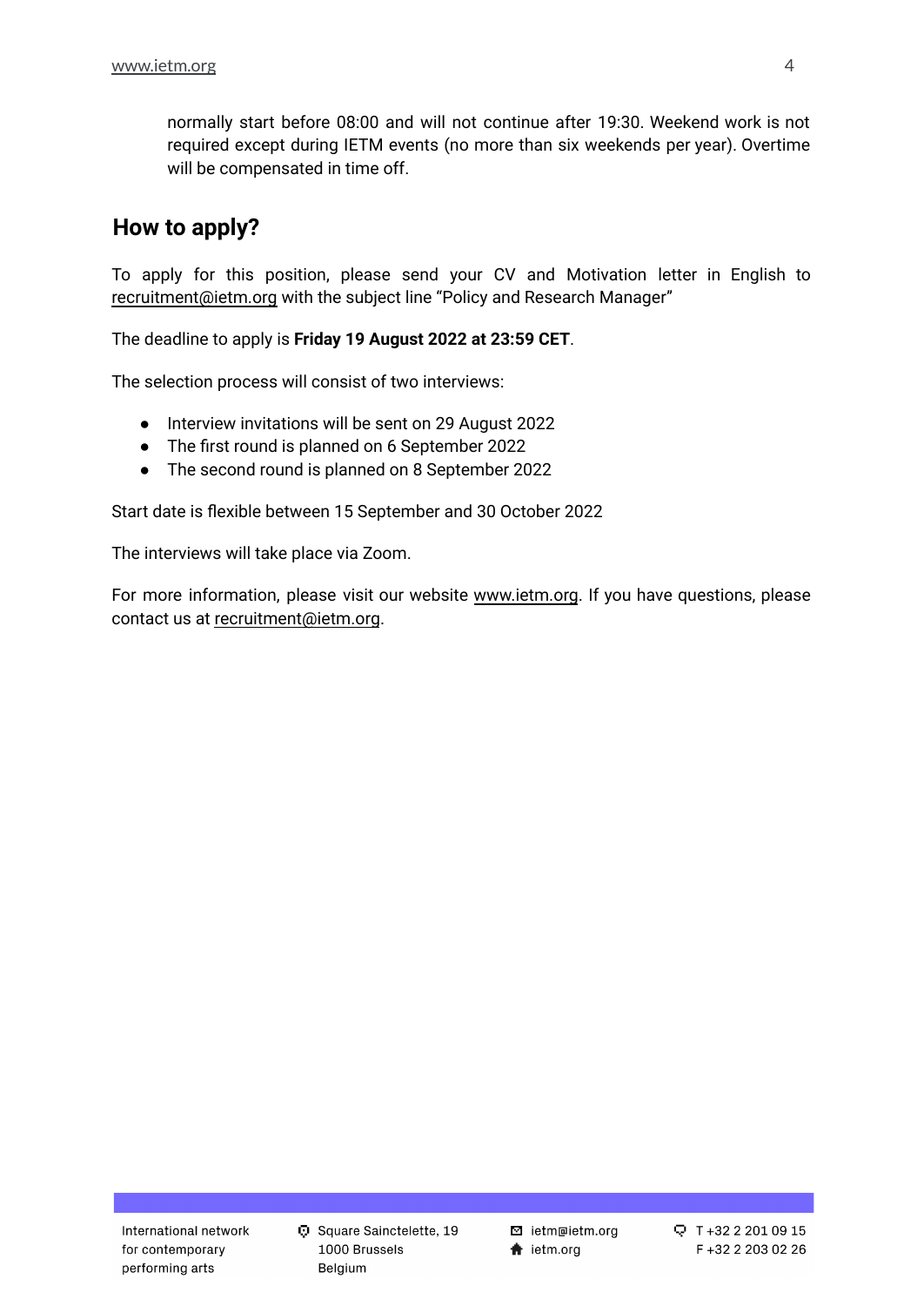normally start before 08:00 and will not continue after 19:30. Weekend work is not required except during IETM events (no more than six weekends per year). Overtime will be compensated in time off.

## How to apply?

To apply for this position, please send your CV and Motivation letter in English to recruitment@ietm.org with the subject line "Policy and Research Manager"

The deadline to apply is **Friday 19 August 2022 at 23:59 CET**.

The selection process will consist of two interviews:

- Interview invitations will be sent on 29 August 2022
- The first round is planned on 6 September 2022
- The second round is planned on 8 September 2022

Start date is flexible between 15 September and 30 October 2022

The interviews will take place via Zoom.

For more information, please visit our website www.ietm.org. If you have questions, please contact us at recruitment@ietm.org.

International network for contemporary performing arts

Square Sainctelette, 19
1000 Brussels
Belgium

ietm@ietm.org
ietm.org

T +32 2 201 09 15
F +32 2 203 02 26